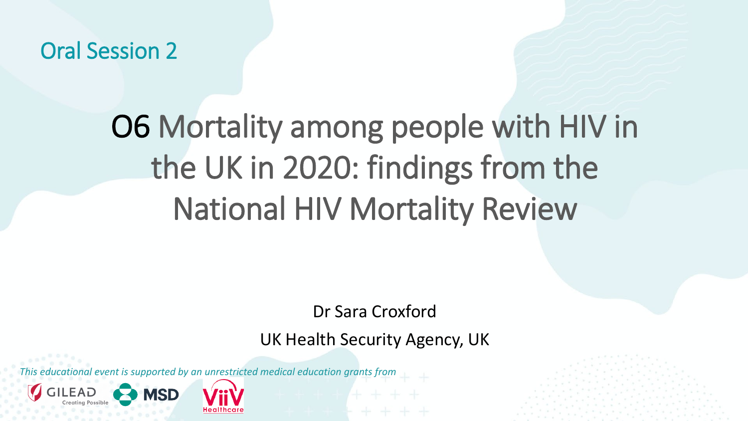Oral Session 2

# O6 Mortality among people with HIV in the UK in 2020: findings from the National HIV Mortality Review

Dr Sara Croxford

UK Health Security Agency, UK

*This educational event is supported by an unrestricted medical education grants from*

GILEAD Creating Possible MSD ViiV Healthcare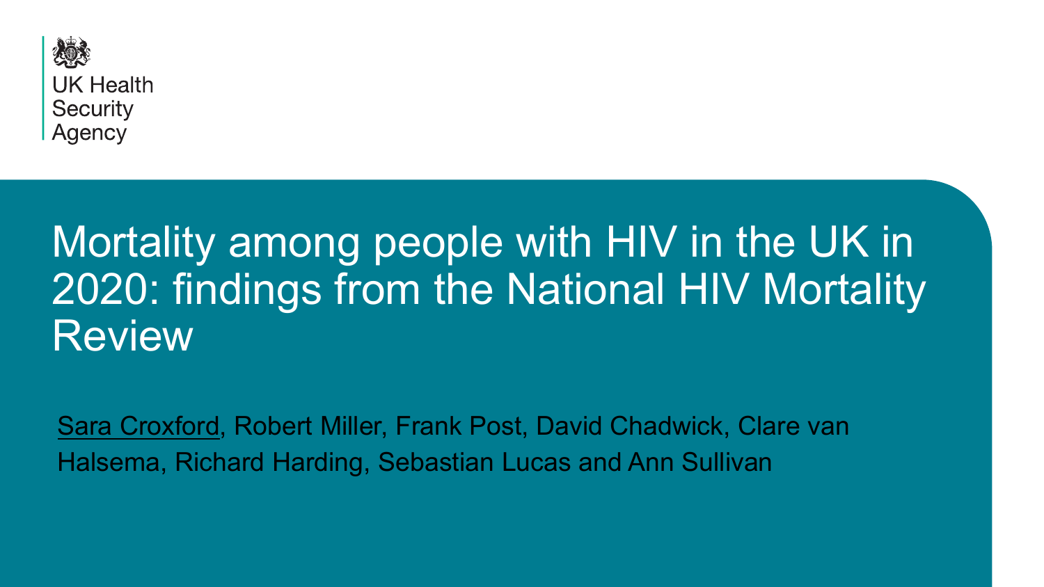UK Health Security Agency

# Mortality among people with HIV in the UK in 2020: findings from the National HIV Mortality Review

Sara Croxford, Robert Miller, Frank Post, David Chadwick, Clare van Halsema, Richard Harding, Sebastian Lucas and Ann Sullivan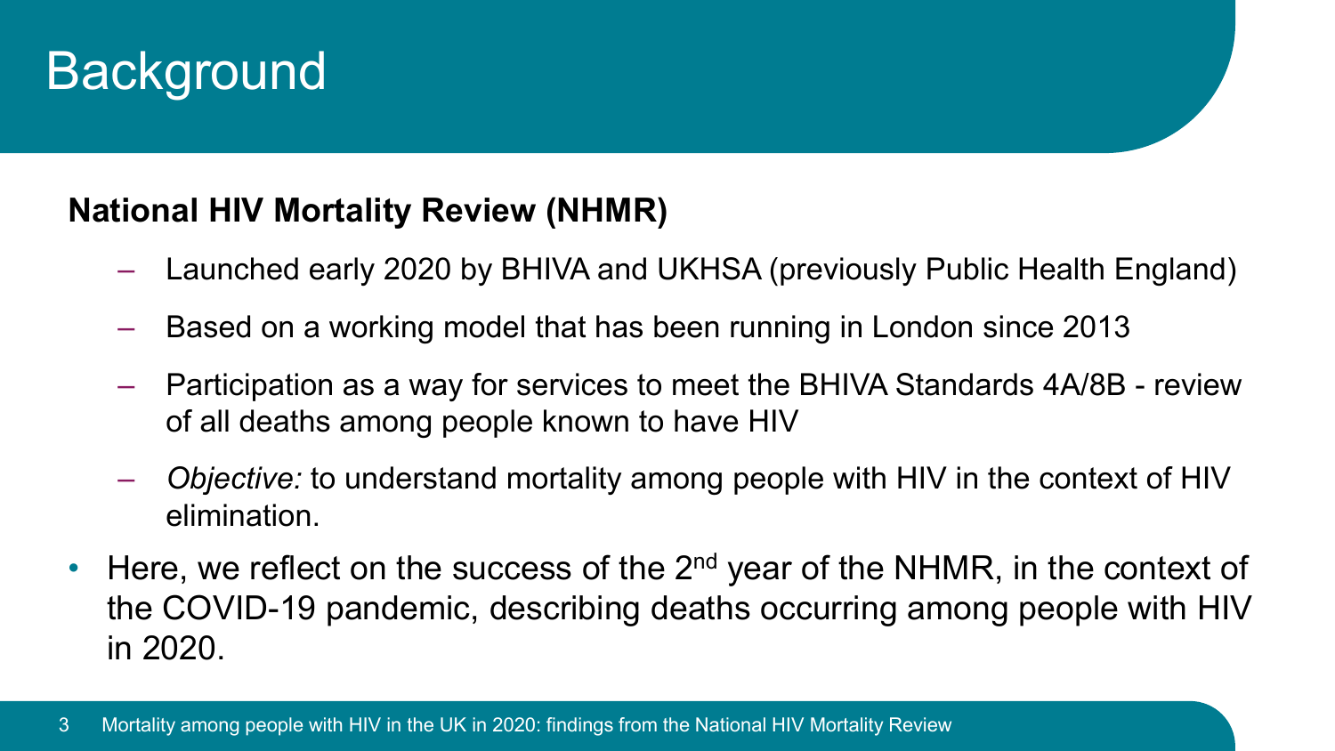# Background

**National HIV Mortality Review (NHMR)**

- Launched early 2020 by BHIVA and UKHSA (previously Public Health England)
- Based on a working model that has been running in London since 2013
- Participation as a way for services to meet the BHIVA Standards 4A/8B - review of all deaths among people known to have HIV
- *Objective:* to understand mortality among people with HIV in the context of HIV elimination.

- Here, we reflect on the success of the 2nd year of the NHMR, in the context of the COVID-19 pandemic, describing deaths occurring among people with HIV in 2020.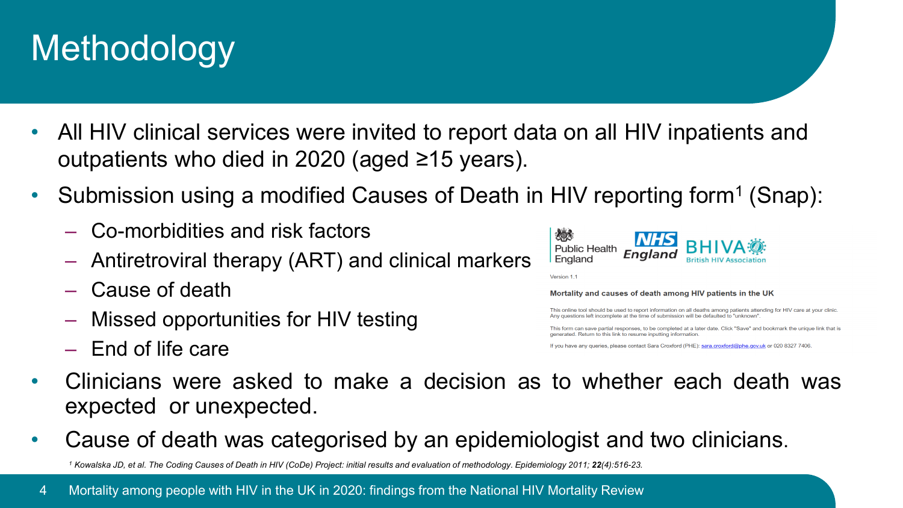# Methodology

- All HIV clinical services were invited to report data on all HIV inpatients and outpatients who died in 2020 (aged ≥15 years).
- Submission using a modified Causes of Death in HIV reporting form[1] (Snap):
  - Co-morbidities and risk factors
  - Antiretroviral therapy (ART) and clinical markers
  - Cause of death
  - Missed opportunities for HIV testing
  - End of life care

Public Health England | NHS England | BHIVA British HIV Association

Version 1.1

**Mortality and causes of death among HIV patients in the UK**

This online tool should be used to report information on all deaths among patients attending for HIV care at your clinic. Any questions left incomplete at the time of submission will be defaulted to "unknown".

This form can save partial responses, to be completed at a later date. Click "Save" and bookmark the unique link that is generated. Return to this link to resume inputting information.

If you have any queries, please contact Sara Croxford (PHE): sara.croxford@phe.gov.uk or 020 8327 7406.

- Clinicians were asked to make a decision as to whether each death was expected or unexpected.
- Cause of death was categorised by an epidemiologist and two clinicians.

[1] *Kowalska JD, et al. The Coding Causes of Death in HIV (CoDe) Project: initial results and evaluation of methodology. Epidemiology 2011;* ***22****(4):516-23.*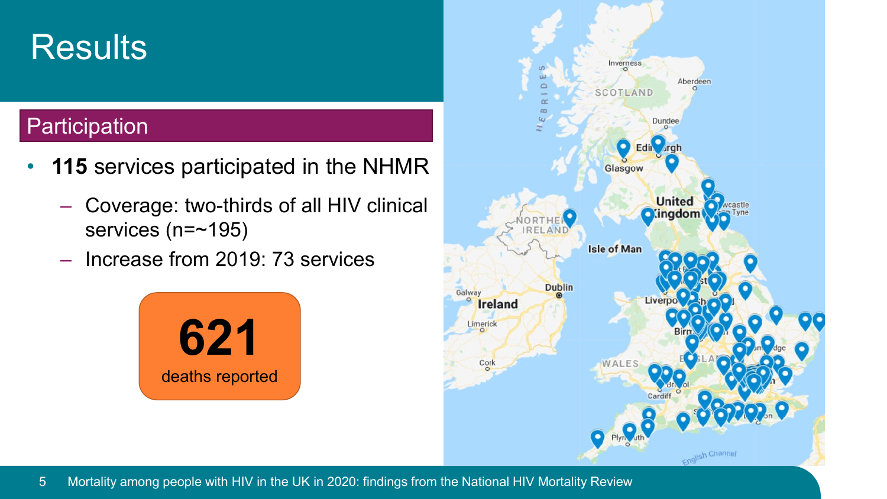# Results

## Participation

- **115** services participated in the NHMR
  - Coverage: two-thirds of all HIV clinical services (n=~195)
  - Increase from 2019: 73 services

**621**
deaths reported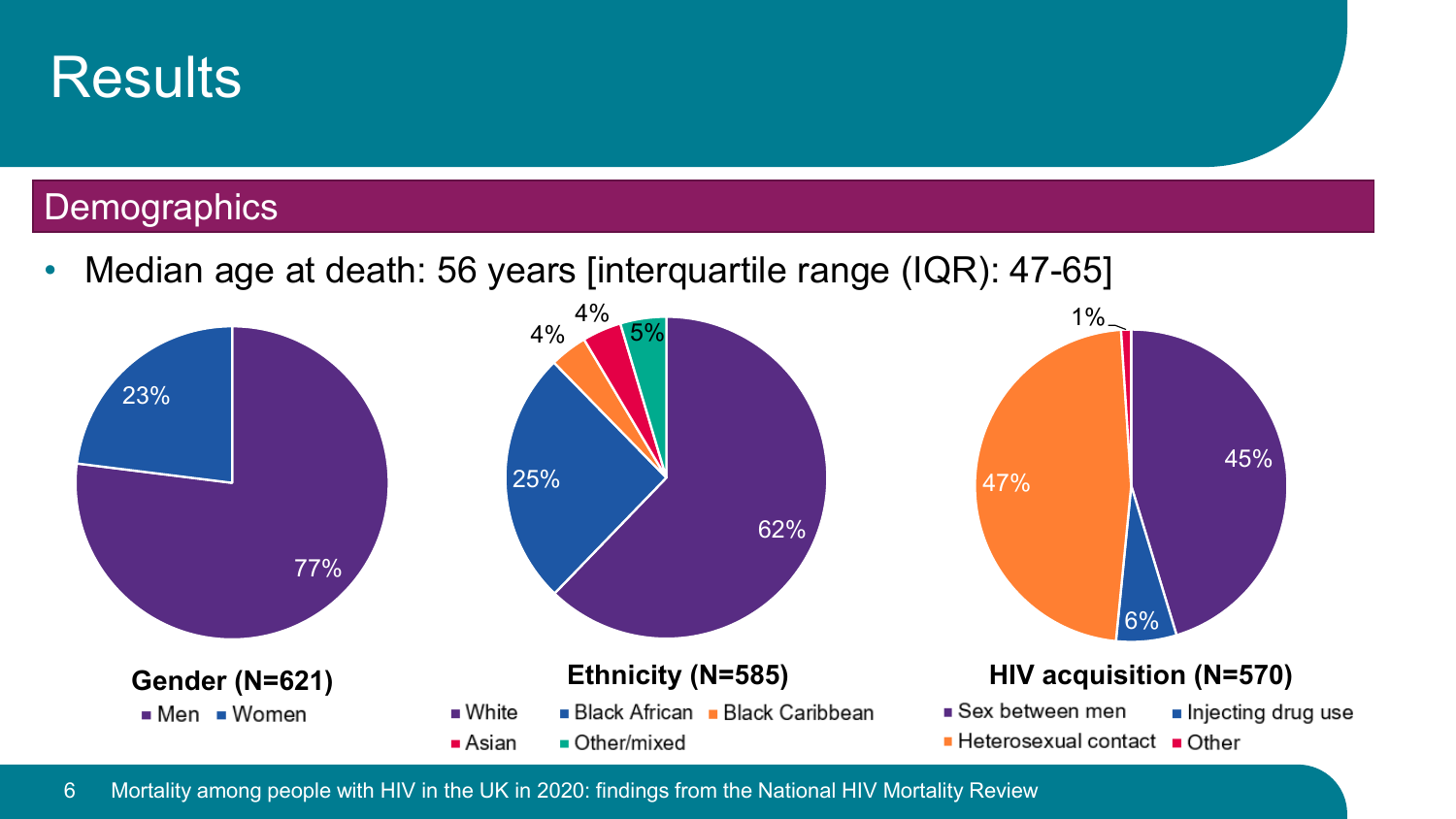# Results

## Demographics

- Median age at death: 56 years [interquartile range (IQR): 47-65]

**Gender (N=621)**

| Gender | % |
| --- | --- |
| Men | 77% |
| Women | 23% |

**Ethnicity (N=585)**

| Ethnicity | % |
| --- | --- |
| White | 62% |
| Black African | 25% |
| Black Caribbean | 4% |
| Asian | 4% |
| Other/mixed | 5% |

**HIV acquisition (N=570)**

| HIV acquisition | % |
| --- | --- |
| Sex between men | 45% |
| Injecting drug use | 6% |
| Heterosexual contact | 47% |
| Other | 1% |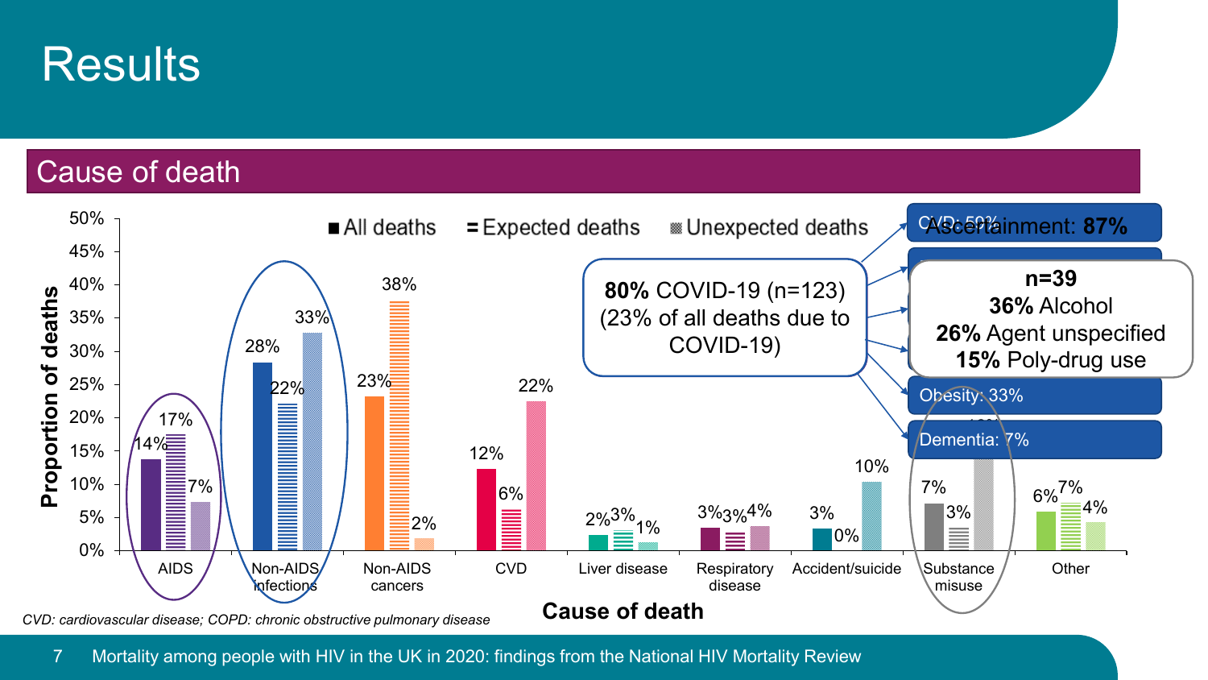# Results

## Cause of death

| Cause of death | All deaths | Expected deaths | Unexpected deaths |
|---|---|---|---|
| AIDS | 14% | 17% | 7% |
| Non-AIDS infections | 28% | 22% | 33% |
| Non-AIDS cancers | 23% | 38% | 2% |
| CVD | 12% | 6% | 22% |
| Liver disease | 2% | 3% | 1% |
| Respiratory disease | 3% | 3% | 4% |
| Accident/suicide | 3% | 0% | 10% |
| Substance misuse | 7% | 3% | |
| Other | 6% | 7% | 4% |

Proportion of deaths (y-axis: 0%–50%); Cause of death (x-axis)

**80%** COVID-19 (n=123)
(23% of all deaths due to COVID-19)

CVD: 50%

Ascertainment: **87%**

Obesity: 33%

Dementia: 7%

**n=39**
**36%** Alcohol
**26%** Agent unspecified
**15%** Poly-drug use

*CVD: cardiovascular disease; COPD: chronic obstructive pulmonary disease*

Mortality among people with HIV in the UK in 2020: findings from the National HIV Mortality Review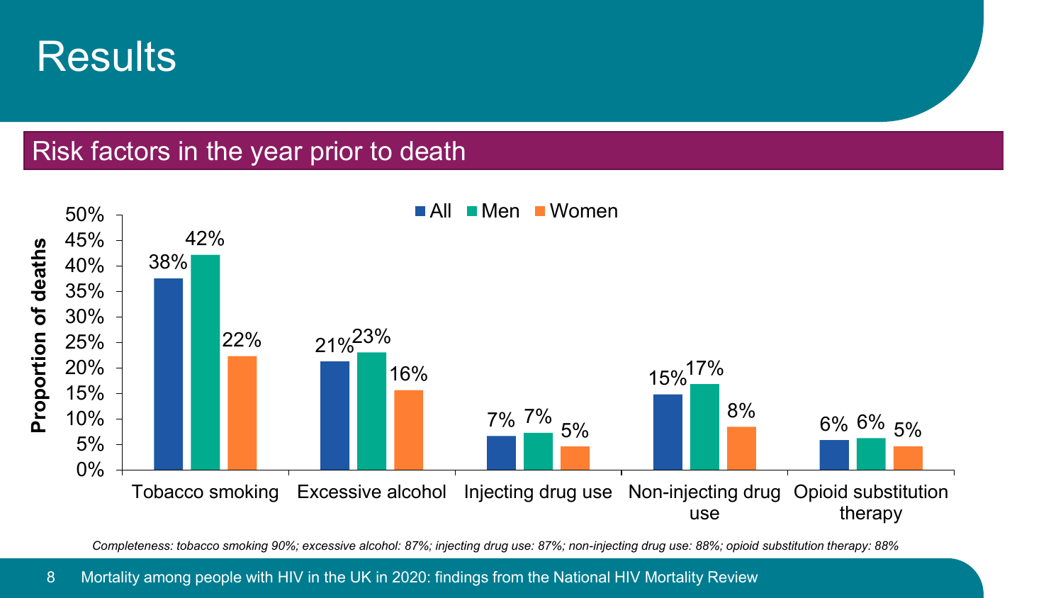# Results

## Risk factors in the year prior to death

| Risk factor | All | Men | Women |
|---|---|---|---|
| Tobacco smoking | 38% | 42% | 22% |
| Excessive alcohol | 21% | 23% | 16% |
| Injecting drug use | 7% | 7% | 5% |
| Non-injecting drug use | 15% | 17% | 8% |
| Opioid substitution therapy | 6% | 6% | 5% |

*Completeness: tobacco smoking 90%; excessive alcohol: 87%; injecting drug use: 87%; non-injecting drug use: 88%; opioid substitution therapy: 88%*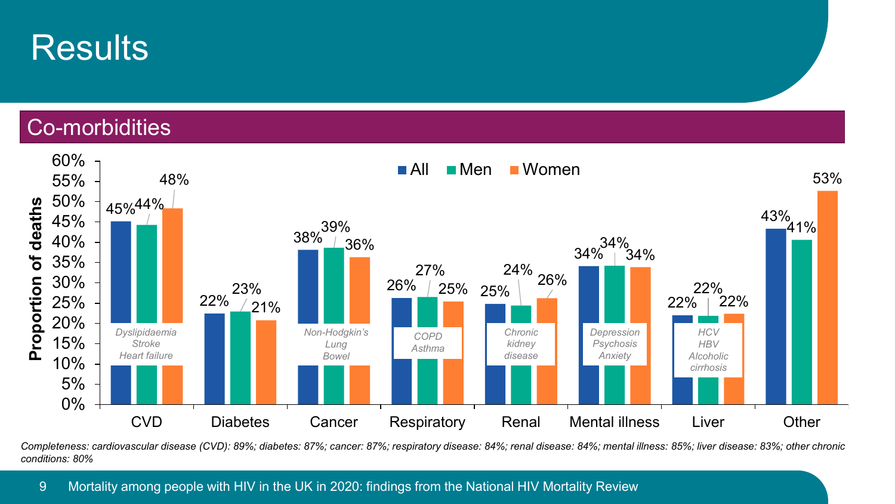# Results

## Co-morbidities

| | All | Men | Women |
|---|---|---|---|
| CVD (Dyslipidaemia, Stroke, Heart failure) | 45% | 44% | 48% |
| Diabetes | 22% | 23% | 21% |
| Cancer (Non-Hodgkin's, Lung, Bowel) | 38% | 39% | 36% |
| Respiratory (COPD, Asthma) | 26% | 27% | 25% |
| Renal (Chronic kidney disease) | 25% | 24% | 26% |
| Mental illness (Depression, Psychosis, Anxiety) | 34% | 34% | 34% |
| Liver (HCV, HBV, Alcoholic cirrhosis) | 22% | 22% | 22% |
| Other | 43% | 41% | 53% |

*Proportion of deaths*

*Completeness: cardiovascular disease (CVD): 89%; diabetes: 87%; cancer: 87%; respiratory disease: 84%; renal disease: 84%; mental illness: 85%; liver disease: 83%; other chronic conditions: 80%*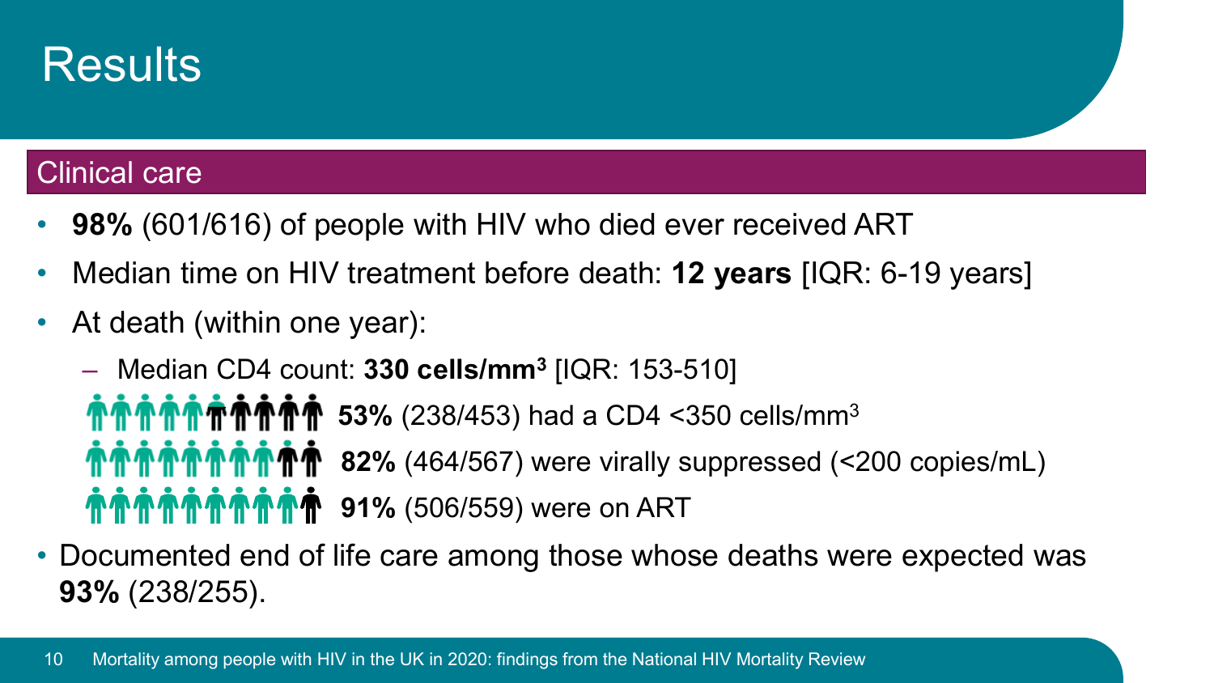# Results

## Clinical care

- **98%** (601/616) of people with HIV who died ever received ART
- Median time on HIV treatment before death: **12 years** [IQR: 6-19 years]
- At death (within one year):
  - Median CD4 count: **330 cells/mm³** [IQR: 153-510]
  - **53%** (238/453) had a CD4 <350 cells/mm³
  - **82%** (464/567) were virally suppressed (<200 copies/mL)
  - **91%** (506/559) were on ART
- Documented end of life care among those whose deaths were expected was **93%** (238/255).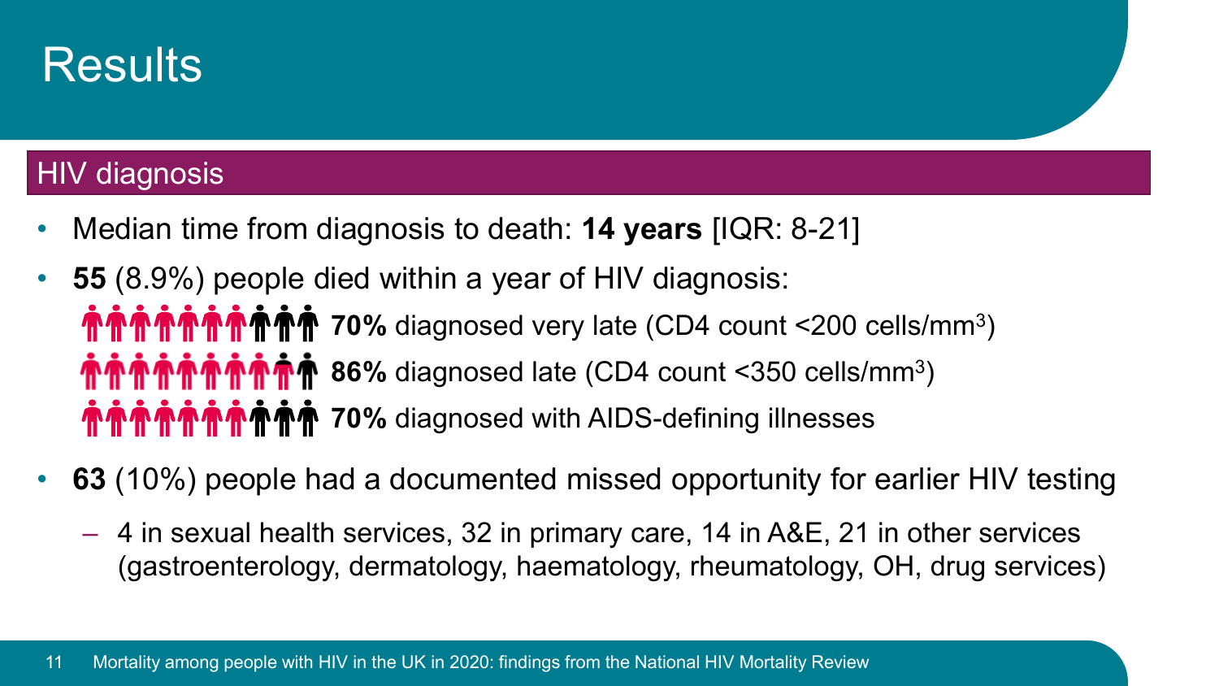# Results

## HIV diagnosis

- Median time from diagnosis to death: **14 years** [IQR: 8-21]
- **55** (8.9%) people died within a year of HIV diagnosis:
  - **70%** diagnosed very late (CD4 count <200 cells/mm$^3$)
  - **86%** diagnosed late (CD4 count <350 cells/mm$^3$)
  - **70%** diagnosed with AIDS-defining illnesses
- **63** (10%) people had a documented missed opportunity for earlier HIV testing
  - 4 in sexual health services, 32 in primary care, 14 in A&E, 21 in other services (gastroenterology, dermatology, haematology, rheumatology, OH, drug services)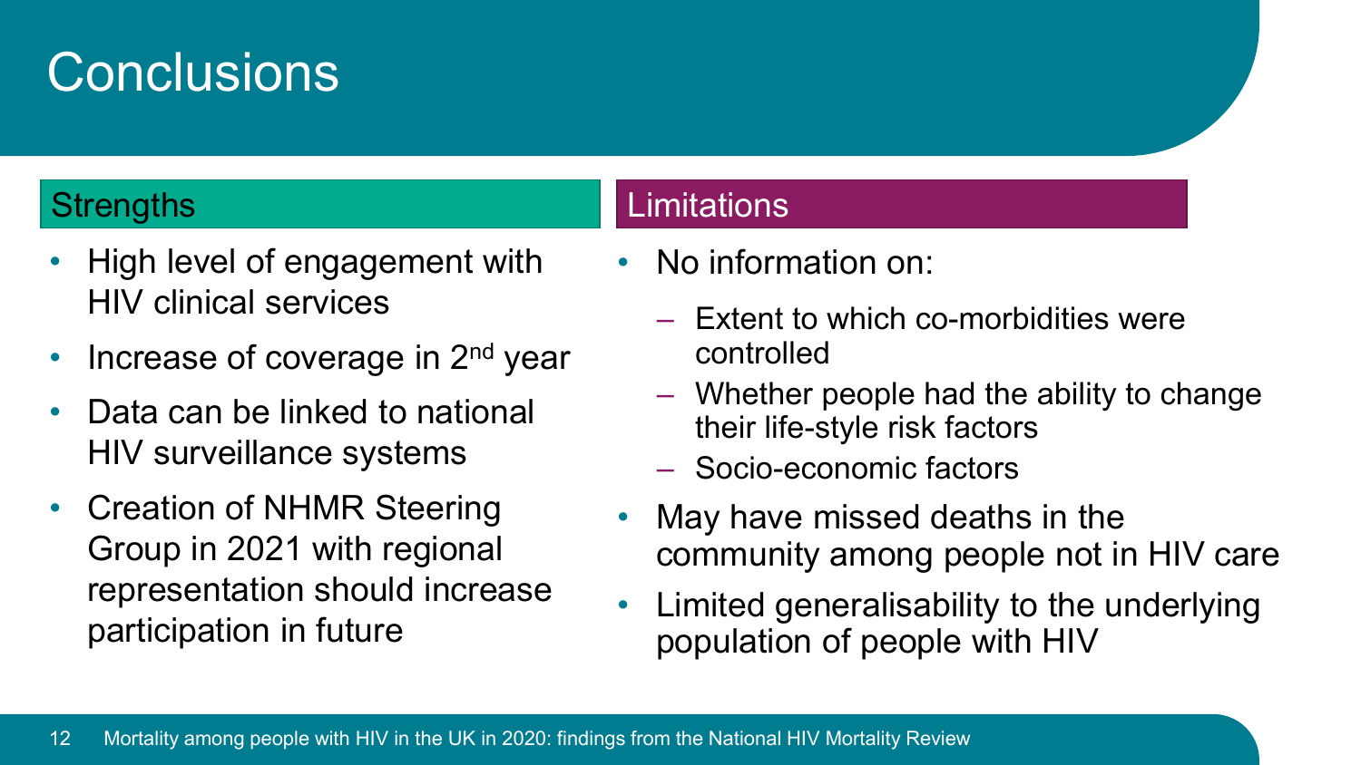# Conclusions

## Strengths

- High level of engagement with HIV clinical services
- Increase of coverage in 2nd year
- Data can be linked to national HIV surveillance systems
- Creation of NHMR Steering Group in 2021 with regional representation should increase participation in future

## Limitations

- No information on:
  - Extent to which co-morbidities were controlled
  - Whether people had the ability to change their life-style risk factors
  - Socio-economic factors
- May have missed deaths in the community among people not in HIV care
- Limited generalisability to the underlying population of people with HIV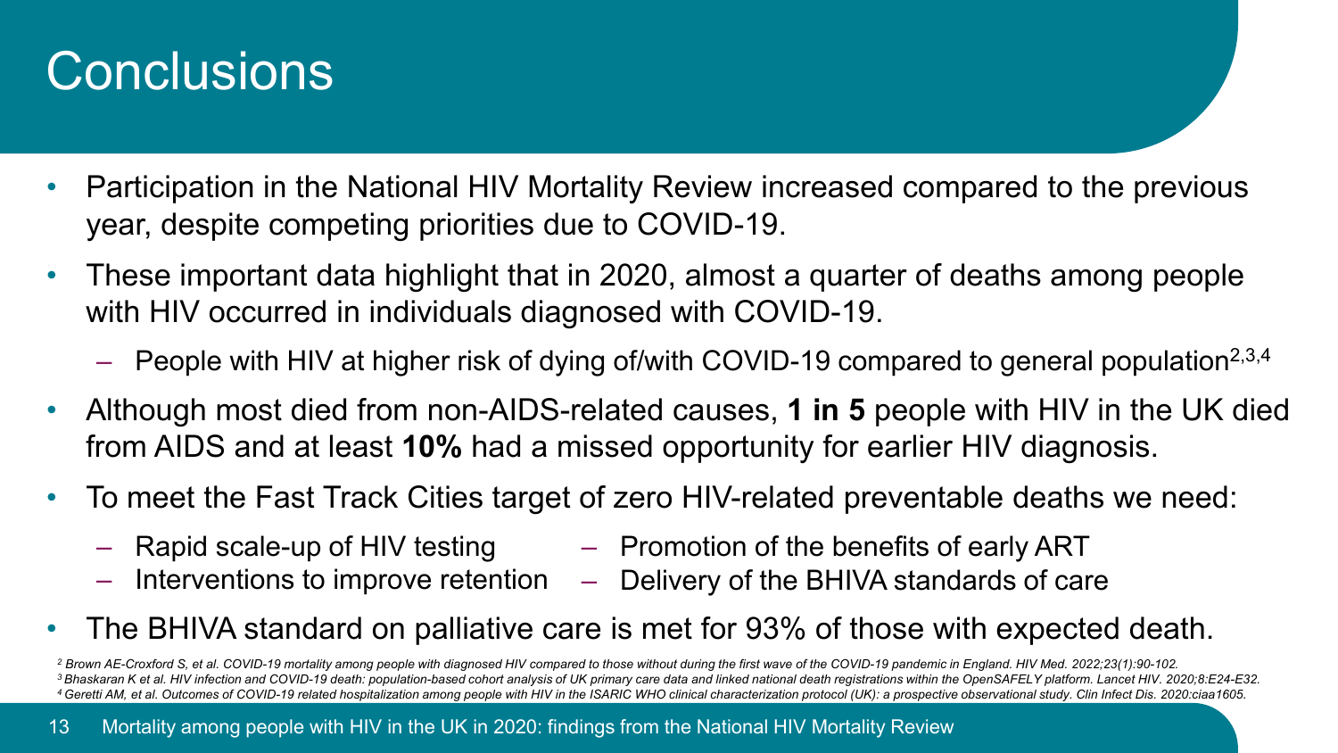# Conclusions

- Participation in the National HIV Mortality Review increased compared to the previous year, despite competing priorities due to COVID-19.
- These important data highlight that in 2020, almost a quarter of deaths among people with HIV occurred in individuals diagnosed with COVID-19.
  - People with HIV at higher risk of dying of/with COVID-19 compared to general population[2,3,4]
- Although most died from non-AIDS-related causes, **1 in 5** people with HIV in the UK died from AIDS and at least **10%** had a missed opportunity for earlier HIV diagnosis.
- To meet the Fast Track Cities target of zero HIV-related preventable deaths we need:
  - Rapid scale-up of HIV testing
  - Interventions to improve retention
  - Promotion of the benefits of early ART
  - Delivery of the BHIVA standards of care
- The BHIVA standard on palliative care is met for 93% of those with expected death.

*[2] Brown AE-Croxford S, et al. COVID-19 mortality among people with diagnosed HIV compared to those without during the first wave of the COVID-19 pandemic in England. HIV Med. 2022;23(1):90-102.*
*[3] Bhaskaran K et al. HIV infection and COVID-19 death: population-based cohort analysis of UK primary care data and linked national death registrations within the OpenSAFELY platform. Lancet HIV. 2020;8:E24-E32.*
*[4] Geretti AM, et al. Outcomes of COVID-19 related hospitalization among people with HIV in the ISARIC WHO clinical characterization protocol (UK): a prospective observational study. Clin Infect Dis. 2020:ciaa1605.*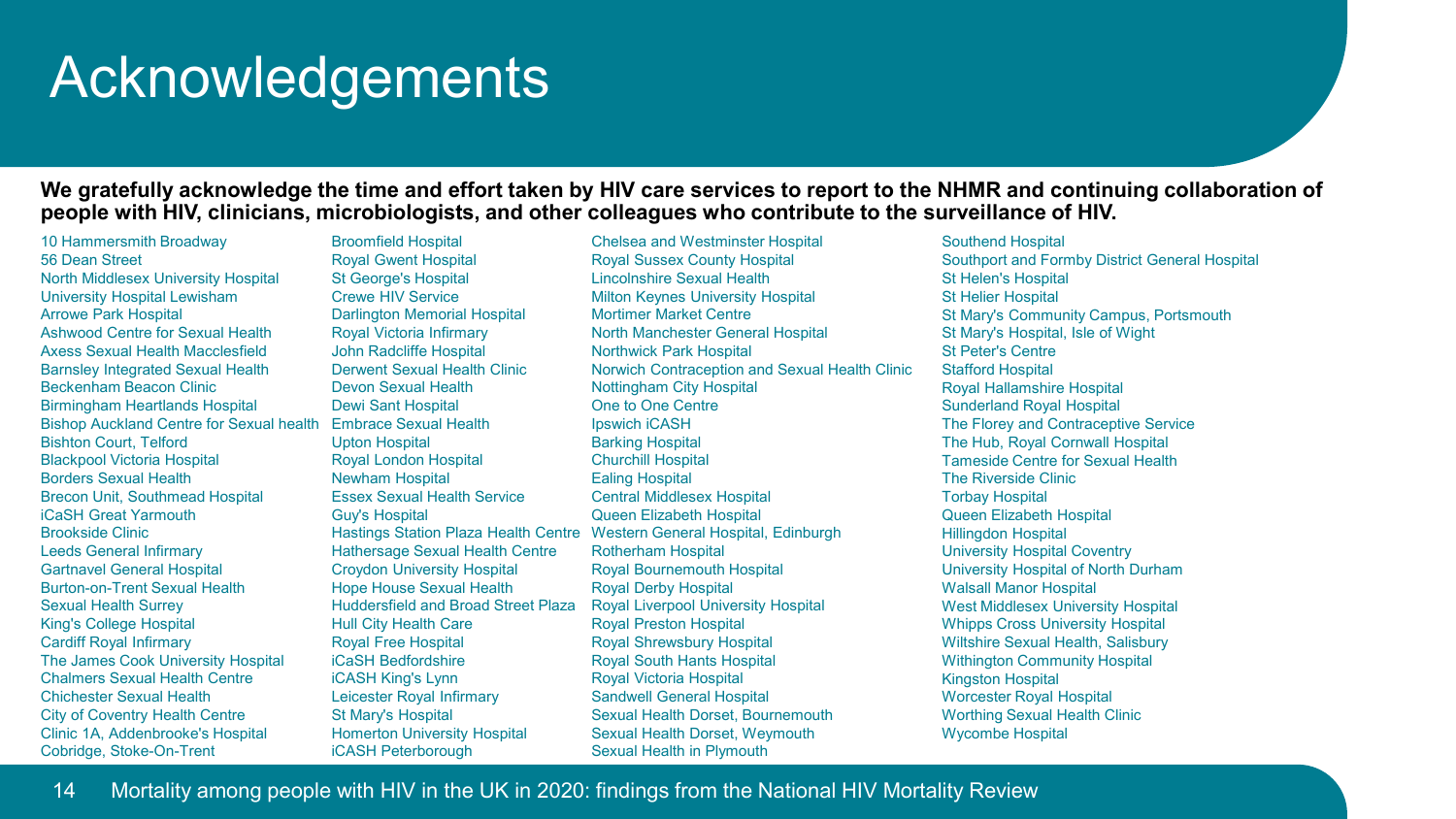# Acknowledgements

**We gratefully acknowledge the time and effort taken by HIV care services to report to the NHMR and continuing collaboration of people with HIV, clinicians, microbiologists, and other colleagues who contribute to the surveillance of HIV.**

10 Hammersmith Broadway
56 Dean Street
North Middlesex University Hospital
University Hospital Lewisham
Arrowe Park Hospital
Ashwood Centre for Sexual Health
Axess Sexual Health Macclesfield
Barnsley Integrated Sexual Health
Beckenham Beacon Clinic
Birmingham Heartlands Hospital
Bishop Auckland Centre for Sexual health
Bishton Court, Telford
Blackpool Victoria Hospital
Borders Sexual Health
Brecon Unit, Southmead Hospital
iCaSH Great Yarmouth
Brookside Clinic
Leeds General Infirmary
Gartnavel General Hospital
Burton-on-Trent Sexual Health
Sexual Health Surrey
King's College Hospital
Cardiff Royal Infirmary
The James Cook University Hospital
Chalmers Sexual Health Centre
Chichester Sexual Health
City of Coventry Health Centre
Clinic 1A, Addenbrooke's Hospital
Cobridge, Stoke-On-Trent
Broomfield Hospital
Royal Gwent Hospital
St George's Hospital
Crewe HIV Service
Darlington Memorial Hospital
Royal Victoria Infirmary
John Radcliffe Hospital
Derwent Sexual Health Clinic
Devon Sexual Health
Dewi Sant Hospital
Embrace Sexual Health
Upton Hospital
Royal London Hospital
Newham Hospital
Essex Sexual Health Service
Guy's Hospital
Hastings Station Plaza Health Centre
Hathersage Sexual Health Centre
Croydon University Hospital
Hope House Sexual Health
Huddersfield and Broad Street Plaza
Hull City Health Care
Royal Free Hospital
iCaSH Bedfordshire
iCASH King's Lynn
Leicester Royal Infirmary
St Mary's Hospital
Homerton University Hospital
iCASH Peterborough
Chelsea and Westminster Hospital
Royal Sussex County Hospital
Lincolnshire Sexual Health
Milton Keynes University Hospital
Mortimer Market Centre
North Manchester General Hospital
Northwick Park Hospital
Norwich Contraception and Sexual Health Clinic
Nottingham City Hospital
One to One Centre
Ipswich iCASH
Barking Hospital
Churchill Hospital
Ealing Hospital
Central Middlesex Hospital
Queen Elizabeth Hospital
Western General Hospital, Edinburgh
Rotherham Hospital
Royal Bournemouth Hospital
Royal Derby Hospital
Royal Liverpool University Hospital
Royal Preston Hospital
Royal Shrewsbury Hospital
Royal South Hants Hospital
Royal Victoria Hospital
Sandwell General Hospital
Sexual Health Dorset, Bournemouth
Sexual Health Dorset, Weymouth
Sexual Health in Plymouth
Southend Hospital
Southport and Formby District General Hospital
St Helen's Hospital
St Helier Hospital
St Mary's Community Campus, Portsmouth
St Mary's Hospital, Isle of Wight
St Peter's Centre
Stafford Hospital
Royal Hallamshire Hospital
Sunderland Royal Hospital
The Florey and Contraceptive Service
The Hub, Royal Cornwall Hospital
Tameside Centre for Sexual Health
The Riverside Clinic
Torbay Hospital
Queen Elizabeth Hospital
Hillingdon Hospital
University Hospital Coventry
University Hospital of North Durham
Walsall Manor Hospital
West Middlesex University Hospital
Whipps Cross University Hospital
Wiltshire Sexual Health, Salisbury
Withington Community Hospital
Kingston Hospital
Worcester Royal Hospital
Worthing Sexual Health Clinic
Wycombe Hospital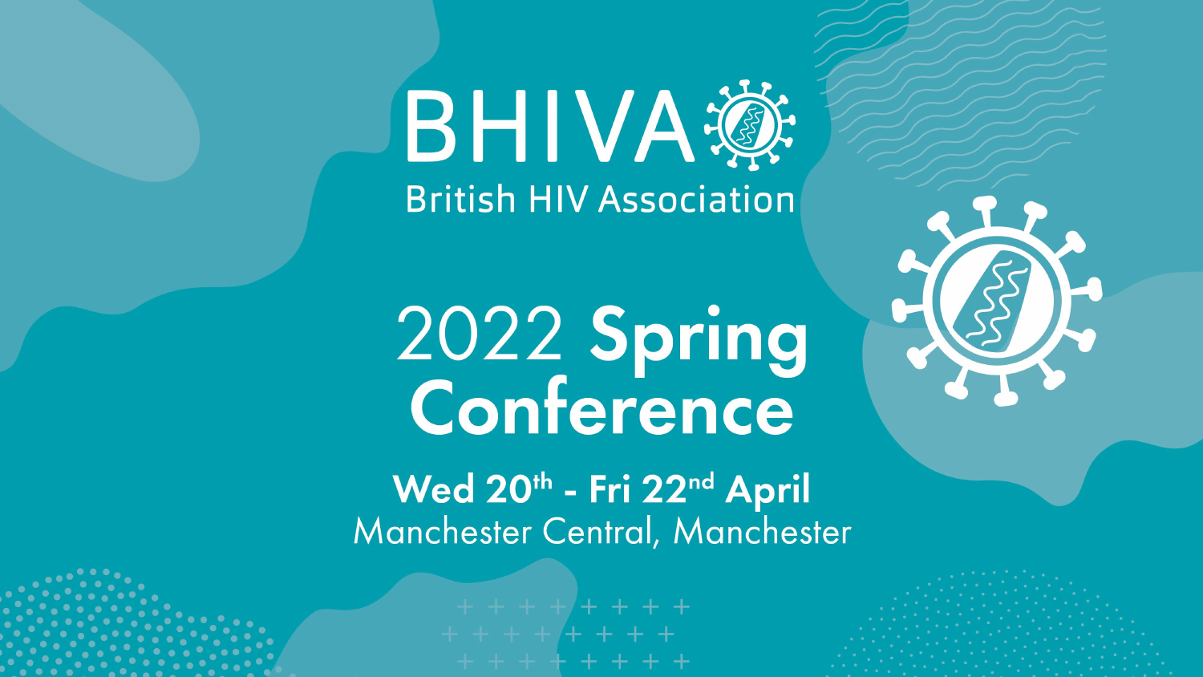# BHIVA

British HIV Association

# 2022 **Spring Conference**

**Wed 20th - Fri 22nd April**

Manchester Central, Manchester